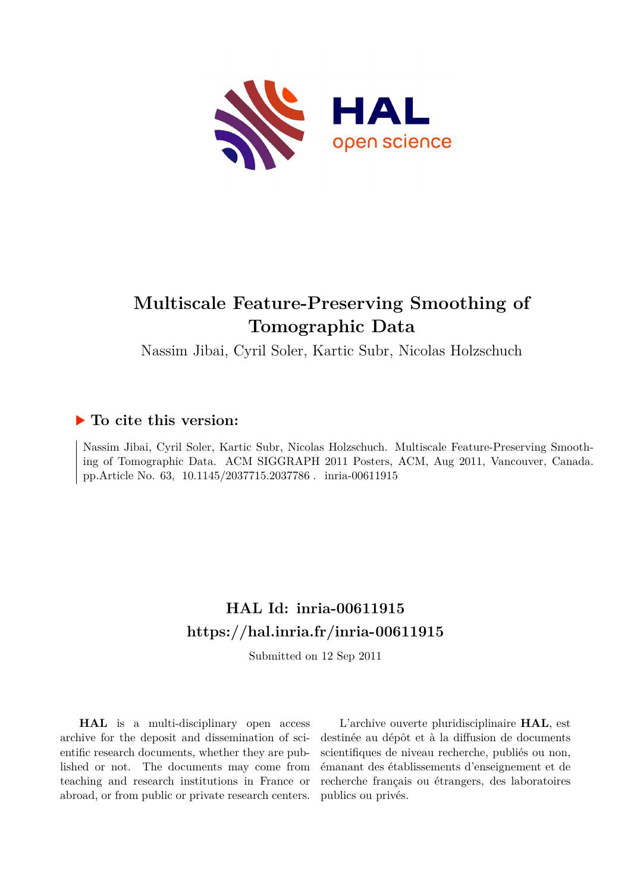# Multiscale Feature-Preserving Smoothing of Tomographic Data

Nassim Jibai, Cyril Soler, Kartic Subr, Nicolas Holzschuch

## To cite this version:

Nassim Jibai, Cyril Soler, Kartic Subr, Nicolas Holzschuch. Multiscale Feature-Preserving Smoothing of Tomographic Data. ACM SIGGRAPH 2011 Posters, ACM, Aug 2011, Vancouver, Canada. pp.Article No. 63, 10.1145/2037715.2037786 . inria-00611915

## HAL Id: inria-00611915
## https://hal.inria.fr/inria-00611915

Submitted on 12 Sep 2011

**HAL** is a multi-disciplinary open access archive for the deposit and dissemination of scientific research documents, whether they are published or not. The documents may come from teaching and research institutions in France or abroad, or from public or private research centers.

L'archive ouverte pluridisciplinaire **HAL**, est destinée au dépôt et à la diffusion de documents scientifiques de niveau recherche, publiés ou non, émanant des établissements d'enseignement et de recherche français ou étrangers, des laboratoires publics ou privés.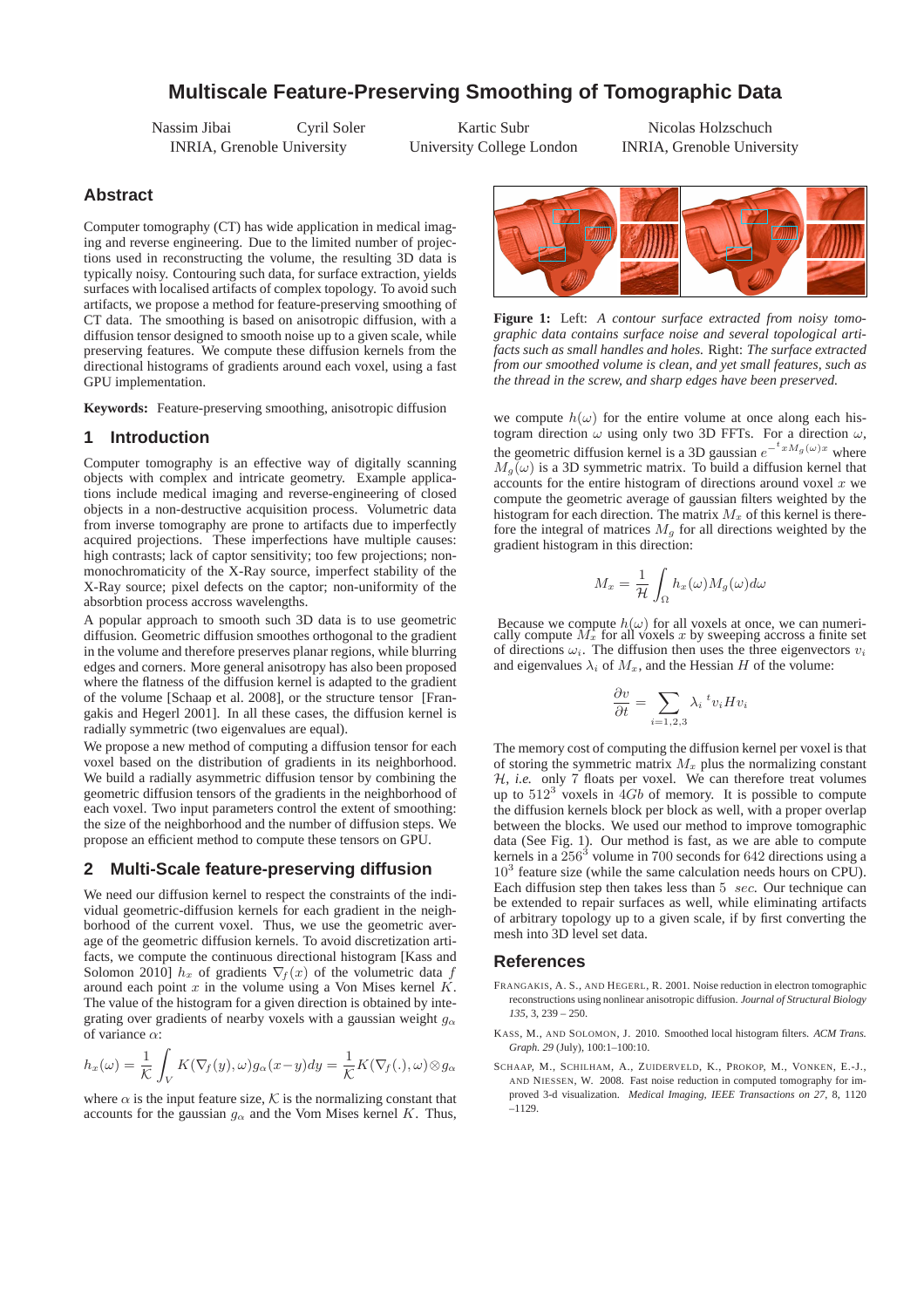# Multiscale Feature-Preserving Smoothing of Tomographic Data

Nassim Jibai Cyril Soler
INRIA, Grenoble University

Kartic Subr
University College London

Nicolas Holzschuch
INRIA, Grenoble University

## Abstract

Computer tomography (CT) has wide application in medical imaging and reverse engineering. Due to the limited number of projections used in reconstructing the volume, the resulting 3D data is typically noisy. Contouring such data, for surface extraction, yields surfaces with localised artifacts of complex topology. To avoid such artifacts, we propose a method for feature-preserving smoothing of CT data. The smoothing is based on anisotropic diffusion, with a diffusion tensor designed to smooth noise up to a given scale, while preserving features. We compute these diffusion kernels from the directional histograms of gradients around each voxel, using a fast GPU implementation.

**Keywords:** Feature-preserving smoothing, anisotropic diffusion

## 1 Introduction

Computer tomography is an effective way of digitally scanning objects with complex and intricate geometry. Example applications include medical imaging and reverse-engineering of closed objects in a non-destructive acquisition process. Volumetric data from inverse tomography are prone to artifacts due to imperfectly acquired projections. These imperfections have multiple causes: high contrasts; lack of captor sensitivity; too few projections; non-monochromaticity of the X-Ray source, imperfect stability of the X-Ray source; pixel defects on the captor; non-uniformity of the absorbtion process accross wavelengths.

A popular approach to smooth such 3D data is to use geometric diffusion. Geometric diffusion smoothes orthogonal to the gradient in the volume and therefore preserves planar regions, while blurring edges and corners. More general anisotropy has also been proposed where the flatness of the diffusion kernel is adapted to the gradient of the volume [Schaap et al. 2008], or the structure tensor [Frangakis and Hegerl 2001]. In all these cases, the diffusion kernel is radially symmetric (two eigenvalues are equal).

We propose a new method of computing a diffusion tensor for each voxel based on the distribution of gradients in its neighborhood. We build a radially asymmetric diffusion tensor by combining the geometric diffusion tensors of the gradients in the neighborhood of each voxel. Two input parameters control the extent of smoothing: the size of the neighborhood and the number of diffusion steps. We propose an efficient method to compute these tensors on GPU.

## 2 Multi-Scale feature-preserving diffusion

We need our diffusion kernel to respect the constraints of the individual geometric-diffusion kernels for each gradient in the neighborhood of the current voxel. Thus, we use the geometric average of the geometric diffusion kernels. To avoid discretization artifacts, we compute the continuous directional histogram [Kass and Solomon 2010] $h_x$ of gradients $\nabla_f(x)$ of the volumetric data $f$ around each point $x$ in the volume using a Von Mises kernel $K$. The value of the histogram for a given direction is obtained by integrating over gradients of nearby voxels with a gaussian weight $g_\alpha$ of variance $\alpha$:

$$h_x(\omega) = \frac{1}{\mathcal{K}} \int_V K(\nabla_f(y), \omega) g_\alpha(x-y) dy = \frac{1}{\mathcal{K}} K(\nabla_f(.), \omega) \otimes g_\alpha$$

where $\alpha$ is the input feature size, $\mathcal{K}$ is the normalizing constant that accounts for the gaussian $g_\alpha$ and the Vom Mises kernel $K$. Thus, we compute $h(\omega)$ for the entire volume at once along each histogram direction $\omega$ using only two 3D FFTs. For a direction $\omega$, the geometric diffusion kernel is a 3D gaussian $e^{-{}^t x M_g(\omega) x}$ where $M_g(\omega)$ is a 3D symmetric matrix. To build a diffusion kernel that accounts for the entire histogram of directions around voxel $x$ we compute the geometric average of gaussian filters weighted by the histogram for each direction. The matrix $M_x$ of this kernel is therefore the integral of matrices $M_g$ for all directions weighted by the gradient histogram in this direction:

$$M_x = \frac{1}{\mathcal{H}} \int_\Omega h_x(\omega) M_g(\omega) d\omega$$

Because we compute $h(\omega)$ for all voxels at once, we can numerically compute $M_x$ for all voxels $x$ by sweeping accross a finite set of directions $\omega_i$. The diffusion then uses the three eigenvectors $v_i$ and eigenvalues $\lambda_i$ of $M_x$, and the Hessian $H$ of the volume:

$$\frac{\partial v}{\partial t} = \sum_{i=1,2,3} \lambda_i \, {}^t v_i H v_i$$

The memory cost of computing the diffusion kernel per voxel is that of storing the symmetric matrix $M_x$ plus the normalizing constant $\mathcal{H}$, *i.e.* only 7 floats per voxel. We can therefore treat volumes up to $512^3$ voxels in $4Gb$ of memory. It is possible to compute the diffusion kernels block per block as well, with a proper overlap between the blocks. We used our method to improve tomographic data (See Fig. 1). Our method is fast, as we are able to compute kernels in a $256^3$ volume in 700 seconds for 642 directions using a $10^3$ feature size (while the same calculation needs hours on CPU). Each diffusion step then takes less than 5 $sec$. Our technique can be extended to repair surfaces as well, while eliminating artifacts of arbitrary topology up to a given scale, if by first converting the mesh into 3D level set data.

**Figure 1:** Left: *A contour surface extracted from noisy tomographic data contains surface noise and several topological artifacts such as small handles and holes.* Right: *The surface extracted from our smoothed volume is clean, and yet small features, such as the thread in the screw, and sharp edges have been preserved.*

## References

FRANGAKIS, A. S., AND HEGERL, R. 2001. Noise reduction in electron tomographic reconstructions using nonlinear anisotropic diffusion. *Journal of Structural Biology 135*, 3, 239 – 250.

KASS, M., AND SOLOMON, J. 2010. Smoothed local histogram filters. *ACM Trans. Graph. 29* (July), 100:1–100:10.

SCHAAP, M., SCHILHAM, A., ZUIDERVELD, K., PROKOP, M., VONKEN, E.-J., AND NIESSEN, W. 2008. Fast noise reduction in computed tomography for improved 3-d visualization. *Medical Imaging, IEEE Transactions on 27*, 8, 1120 –1129.